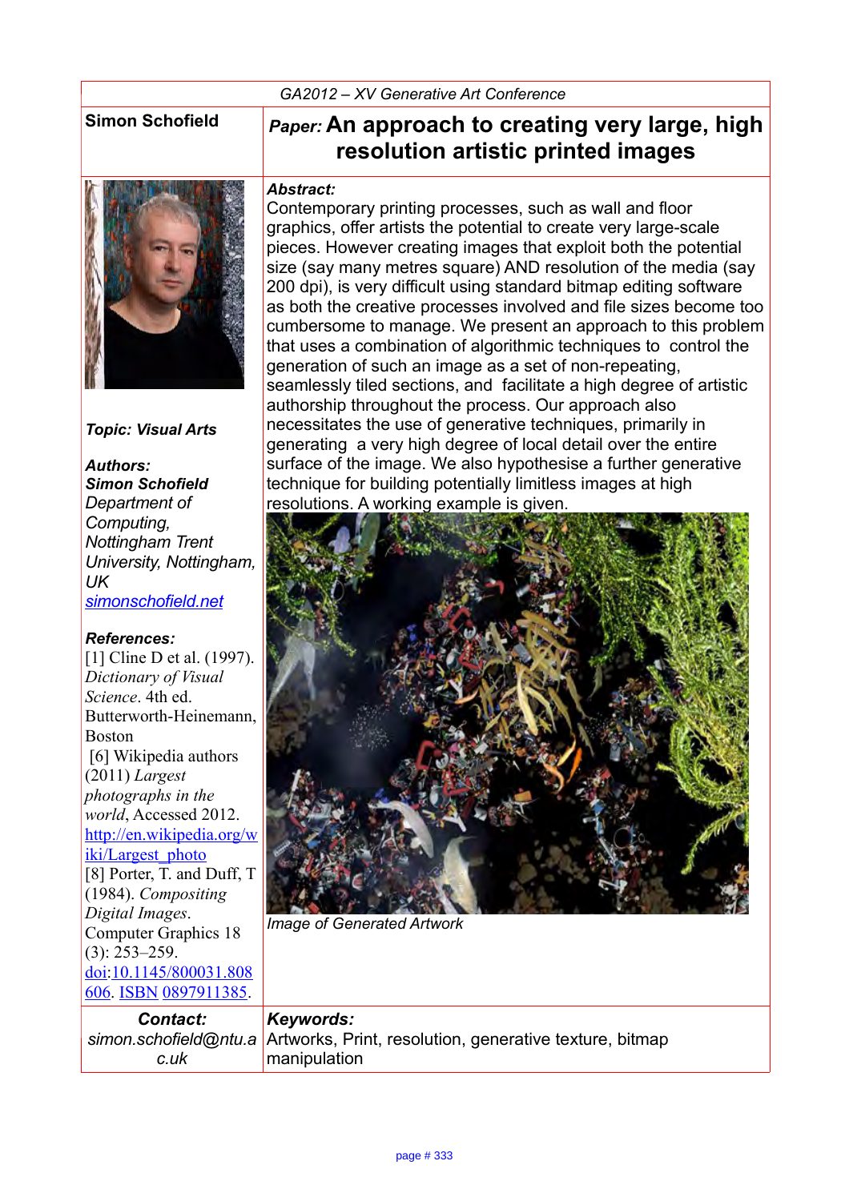GA2012 – XV Generative Art Conference

**Simon Schofield**

# *Paper:* An approach to creating very large, high resolution artistic printed images

***Topic: Visual Arts***

***Authors:***
***Simon Schofield***
*Department of Computing, Nottingham Trent University, Nottingham, UK*
*simonschofield.net*

***Abstract:***
Contemporary printing processes, such as wall and floor graphics, offer artists the potential to create very large-scale pieces. However creating images that exploit both the potential size (say many metres square) AND resolution of the media (say 200 dpi), is very difficult using standard bitmap editing software as both the creative processes involved and file sizes become too cumbersome to manage. We present an approach to this problem that uses a combination of algorithmic techniques to control the generation of such an image as a set of non-repeating, seamlessly tiled sections, and facilitate a high degree of artistic authorship throughout the process. Our approach also necessitates the use of generative techniques, primarily in generating a very high degree of local detail over the entire surface of the image. We also hypothesise a further generative technique for building potentially limitless images at high resolutions. A working example is given.

*Image of Generated Artwork*

***References:***
[1] Cline D et al. (1997). *Dictionary of Visual Science*. 4th ed. Butterworth-Heinemann, Boston
[6] Wikipedia authors (2011) *Largest photographs in the world*, Accessed 2012. http://en.wikipedia.org/wiki/Largest_photo
[8] Porter, T. and Duff, T (1984). *Compositing Digital Images*. Computer Graphics 18 (3): 253–259. doi:10.1145/800031.808606. ISBN 0897911385.

***Contact:***
*simon.schofield@ntu.ac.uk*

***Keywords:***
Artworks, Print, resolution, generative texture, bitmap manipulation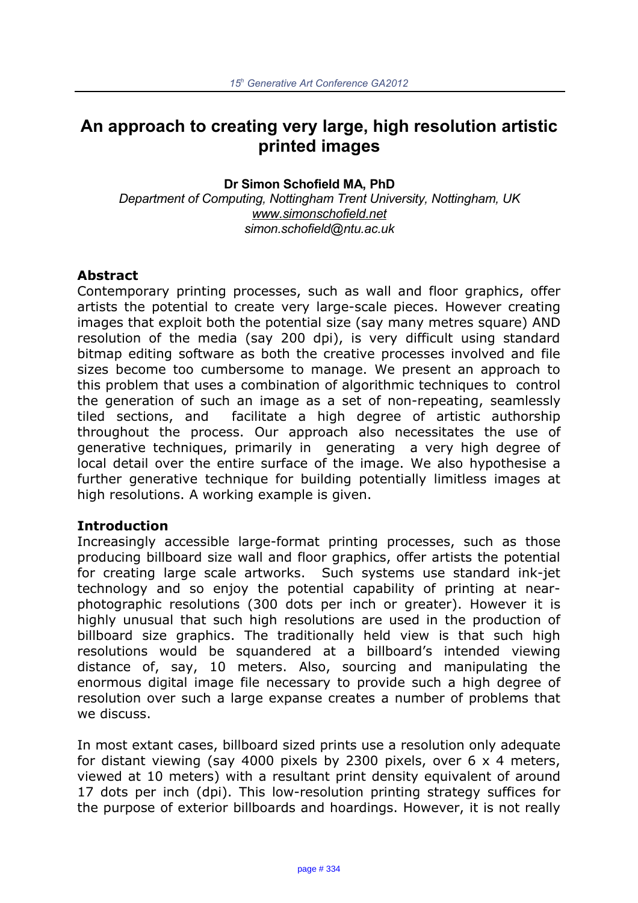# An approach to creating very large, high resolution artistic printed images

**Dr Simon Schofield MA, PhD**

*Department of Computing, Nottingham Trent University, Nottingham, UK*
*www.simonschofield.net*
*simon.schofield@ntu.ac.uk*

## Abstract

Contemporary printing processes, such as wall and floor graphics, offer artists the potential to create very large-scale pieces. However creating images that exploit both the potential size (say many metres square) AND resolution of the media (say 200 dpi), is very difficult using standard bitmap editing software as both the creative processes involved and file sizes become too cumbersome to manage. We present an approach to this problem that uses a combination of algorithmic techniques to control the generation of such an image as a set of non-repeating, seamlessly tiled sections, and facilitate a high degree of artistic authorship throughout the process. Our approach also necessitates the use of generative techniques, primarily in generating a very high degree of local detail over the entire surface of the image. We also hypothesise a further generative technique for building potentially limitless images at high resolutions. A working example is given.

## Introduction

Increasingly accessible large-format printing processes, such as those producing billboard size wall and floor graphics, offer artists the potential for creating large scale artworks. Such systems use standard ink-jet technology and so enjoy the potential capability of printing at near-photographic resolutions (300 dots per inch or greater). However it is highly unusual that such high resolutions are used in the production of billboard size graphics. The traditionally held view is that such high resolutions would be squandered at a billboard's intended viewing distance of, say, 10 meters. Also, sourcing and manipulating the enormous digital image file necessary to provide such a high degree of resolution over such a large expanse creates a number of problems that we discuss.

In most extant cases, billboard sized prints use a resolution only adequate for distant viewing (say 4000 pixels by 2300 pixels, over 6 x 4 meters, viewed at 10 meters) with a resultant print density equivalent of around 17 dots per inch (dpi). This low-resolution printing strategy suffices for the purpose of exterior billboards and hoardings. However, it is not really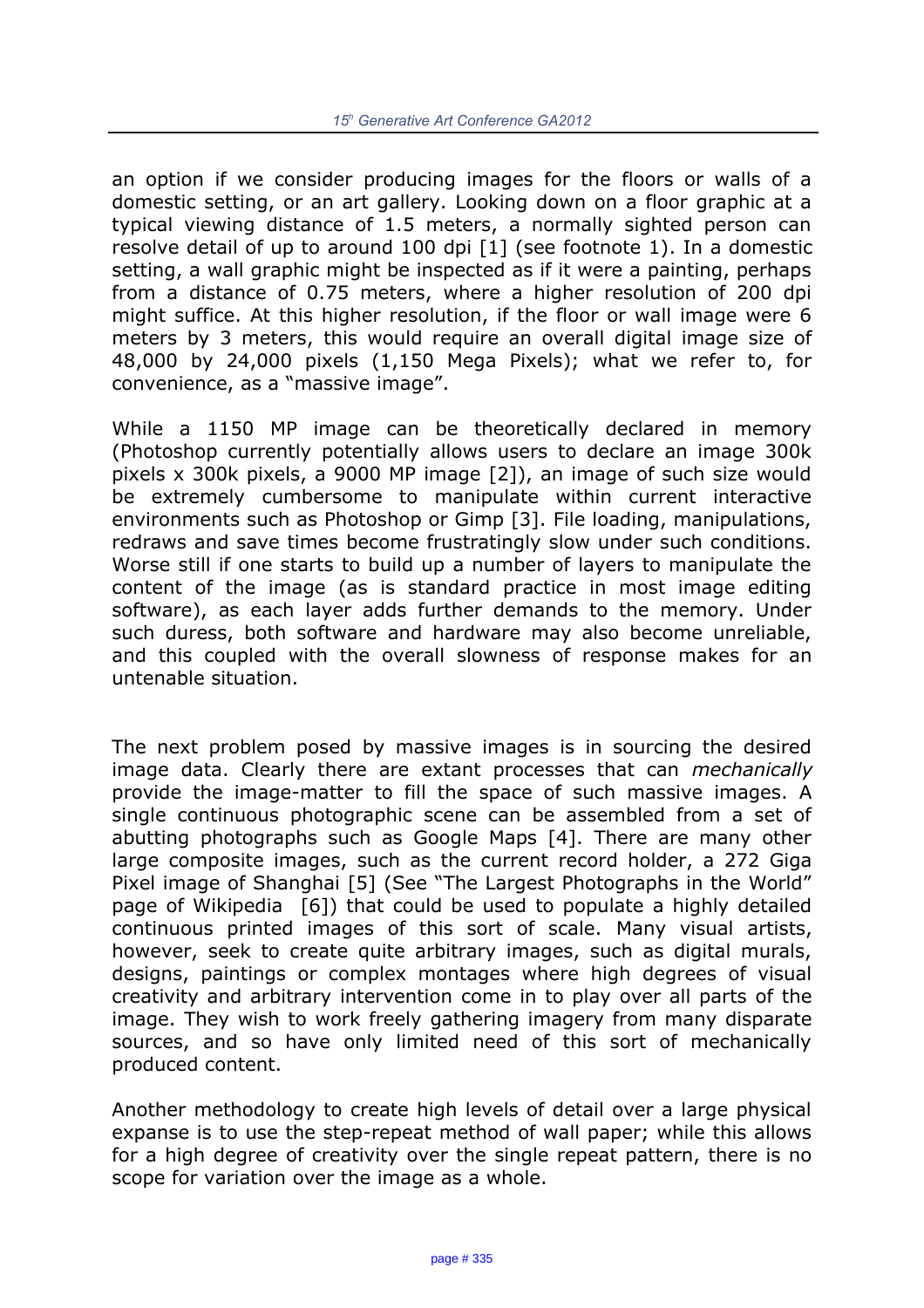an option if we consider producing images for the floors or walls of a domestic setting, or an art gallery. Looking down on a floor graphic at a typical viewing distance of 1.5 meters, a normally sighted person can resolve detail of up to around 100 dpi [1] (see footnote 1). In a domestic setting, a wall graphic might be inspected as if it were a painting, perhaps from a distance of 0.75 meters, where a higher resolution of 200 dpi might suffice. At this higher resolution, if the floor or wall image were 6 meters by 3 meters, this would require an overall digital image size of 48,000 by 24,000 pixels (1,150 Mega Pixels); what we refer to, for convenience, as a "massive image".

While a 1150 MP image can be theoretically declared in memory (Photoshop currently potentially allows users to declare an image 300k pixels x 300k pixels, a 9000 MP image [2]), an image of such size would be extremely cumbersome to manipulate within current interactive environments such as Photoshop or Gimp [3]. File loading, manipulations, redraws and save times become frustratingly slow under such conditions. Worse still if one starts to build up a number of layers to manipulate the content of the image (as is standard practice in most image editing software), as each layer adds further demands to the memory. Under such duress, both software and hardware may also become unreliable, and this coupled with the overall slowness of response makes for an untenable situation.

The next problem posed by massive images is in sourcing the desired image data. Clearly there are extant processes that can *mechanically* provide the image-matter to fill the space of such massive images. A single continuous photographic scene can be assembled from a set of abutting photographs such as Google Maps [4]. There are many other large composite images, such as the current record holder, a 272 Giga Pixel image of Shanghai [5] (See "The Largest Photographs in the World" page of Wikipedia [6]) that could be used to populate a highly detailed continuous printed images of this sort of scale. Many visual artists, however, seek to create quite arbitrary images, such as digital murals, designs, paintings or complex montages where high degrees of visual creativity and arbitrary intervention come in to play over all parts of the image. They wish to work freely gathering imagery from many disparate sources, and so have only limited need of this sort of mechanically produced content.

Another methodology to create high levels of detail over a large physical expanse is to use the step-repeat method of wall paper; while this allows for a high degree of creativity over the single repeat pattern, there is no scope for variation over the image as a whole.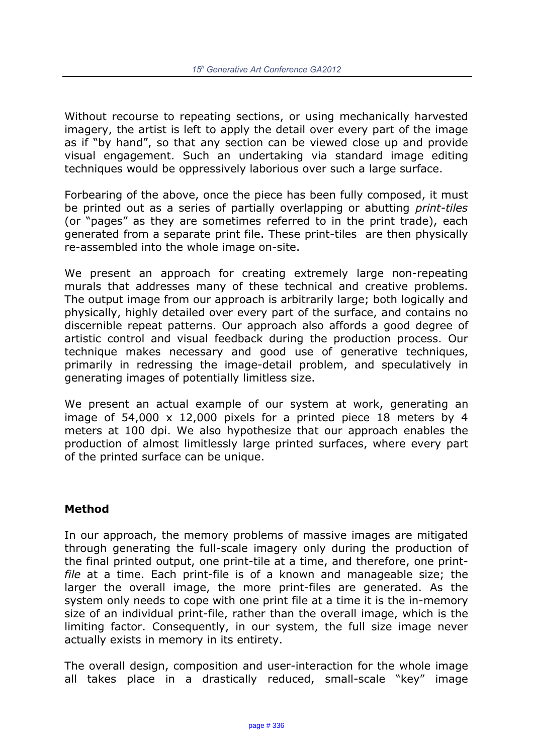Without recourse to repeating sections, or using mechanically harvested imagery, the artist is left to apply the detail over every part of the image as if "by hand", so that any section can be viewed close up and provide visual engagement. Such an undertaking via standard image editing techniques would be oppressively laborious over such a large surface.

Forbearing of the above, once the piece has been fully composed, it must be printed out as a series of partially overlapping or abutting *print-tiles* (or "pages" as they are sometimes referred to in the print trade), each generated from a separate print file. These print-tiles are then physically re-assembled into the whole image on-site.

We present an approach for creating extremely large non-repeating murals that addresses many of these technical and creative problems. The output image from our approach is arbitrarily large; both logically and physically, highly detailed over every part of the surface, and contains no discernible repeat patterns. Our approach also affords a good degree of artistic control and visual feedback during the production process. Our technique makes necessary and good use of generative techniques, primarily in redressing the image-detail problem, and speculatively in generating images of potentially limitless size.

We present an actual example of our system at work, generating an image of 54,000 x 12,000 pixels for a printed piece 18 meters by 4 meters at 100 dpi. We also hypothesize that our approach enables the production of almost limitlessly large printed surfaces, where every part of the printed surface can be unique.

## Method

In our approach, the memory problems of massive images are mitigated through generating the full-scale imagery only during the production of the final printed output, one print-tile at a time, and therefore, one print-*file* at a time. Each print-file is of a known and manageable size; the larger the overall image, the more print-files are generated. As the system only needs to cope with one print file at a time it is the in-memory size of an individual print-file, rather than the overall image, which is the limiting factor. Consequently, in our system, the full size image never actually exists in memory in its entirety.

The overall design, composition and user-interaction for the whole image all takes place in a drastically reduced, small-scale "key" image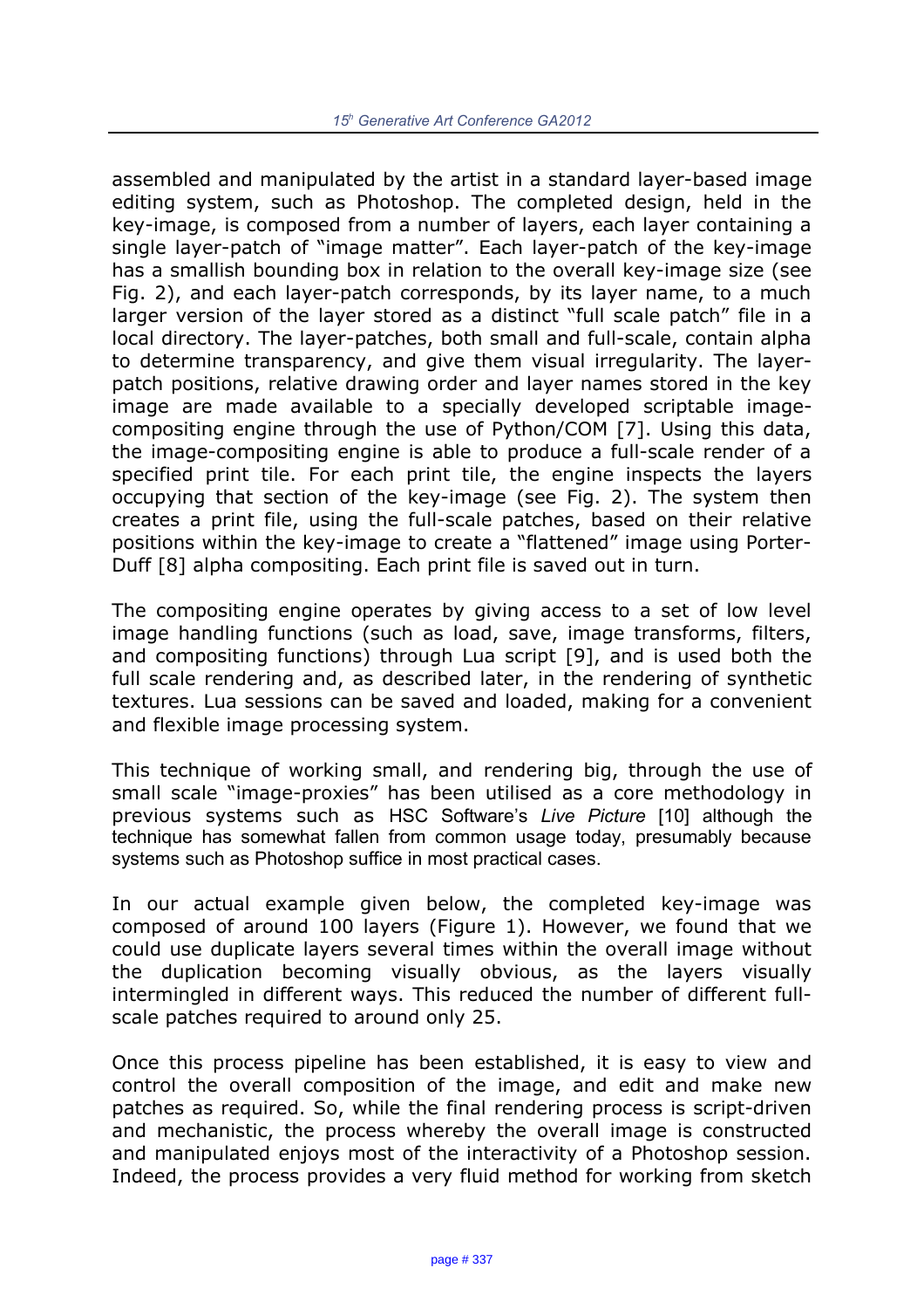assembled and manipulated by the artist in a standard layer-based image editing system, such as Photoshop. The completed design, held in the key-image, is composed from a number of layers, each layer containing a single layer-patch of "image matter". Each layer-patch of the key-image has a smallish bounding box in relation to the overall key-image size (see Fig. 2), and each layer-patch corresponds, by its layer name, to a much larger version of the layer stored as a distinct "full scale patch" file in a local directory. The layer-patches, both small and full-scale, contain alpha to determine transparency, and give them visual irregularity. The layer-patch positions, relative drawing order and layer names stored in the key image are made available to a specially developed scriptable image-compositing engine through the use of Python/COM [7]. Using this data, the image-compositing engine is able to produce a full-scale render of a specified print tile. For each print tile, the engine inspects the layers occupying that section of the key-image (see Fig. 2). The system then creates a print file, using the full-scale patches, based on their relative positions within the key-image to create a "flattened" image using Porter-Duff [8] alpha compositing. Each print file is saved out in turn.

The compositing engine operates by giving access to a set of low level image handling functions (such as load, save, image transforms, filters, and compositing functions) through Lua script [9], and is used both the full scale rendering and, as described later, in the rendering of synthetic textures. Lua sessions can be saved and loaded, making for a convenient and flexible image processing system.

This technique of working small, and rendering big, through the use of small scale "image-proxies" has been utilised as a core methodology in previous systems such as HSC Software's *Live Picture* [10] although the technique has somewhat fallen from common usage today, presumably because systems such as Photoshop suffice in most practical cases.

In our actual example given below, the completed key-image was composed of around 100 layers (Figure 1). However, we found that we could use duplicate layers several times within the overall image without the duplication becoming visually obvious, as the layers visually intermingled in different ways. This reduced the number of different full-scale patches required to around only 25.

Once this process pipeline has been established, it is easy to view and control the overall composition of the image, and edit and make new patches as required. So, while the final rendering process is script-driven and mechanistic, the process whereby the overall image is constructed and manipulated enjoys most of the interactivity of a Photoshop session. Indeed, the process provides a very fluid method for working from sketch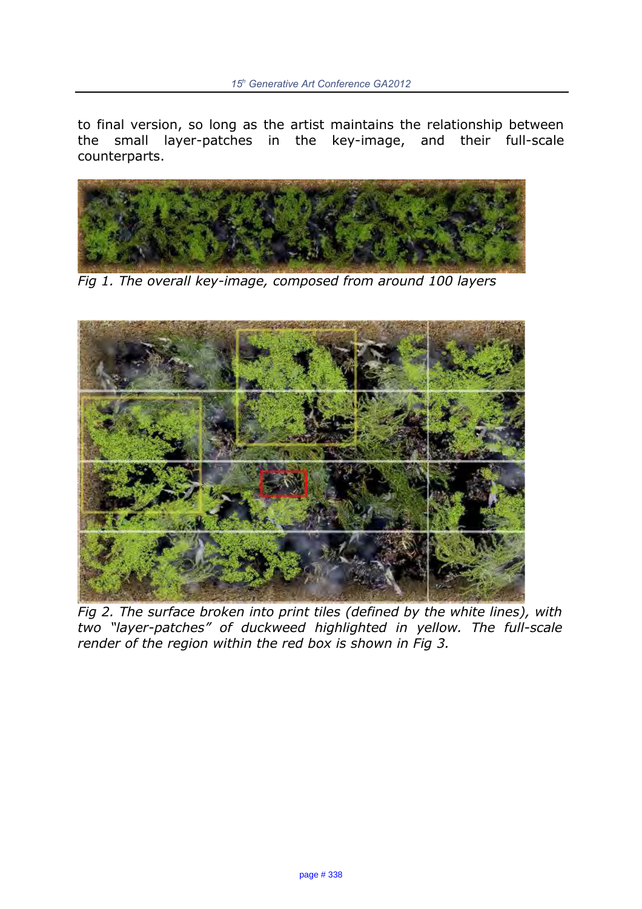to final version, so long as the artist maintains the relationship between the small layer-patches in the key-image, and their full-scale counterparts.

*Fig 1. The overall key-image, composed from around 100 layers*

*Fig 2. The surface broken into print tiles (defined by the white lines), with two "layer-patches" of duckweed highlighted in yellow. The full-scale render of the region within the red box is shown in Fig 3.*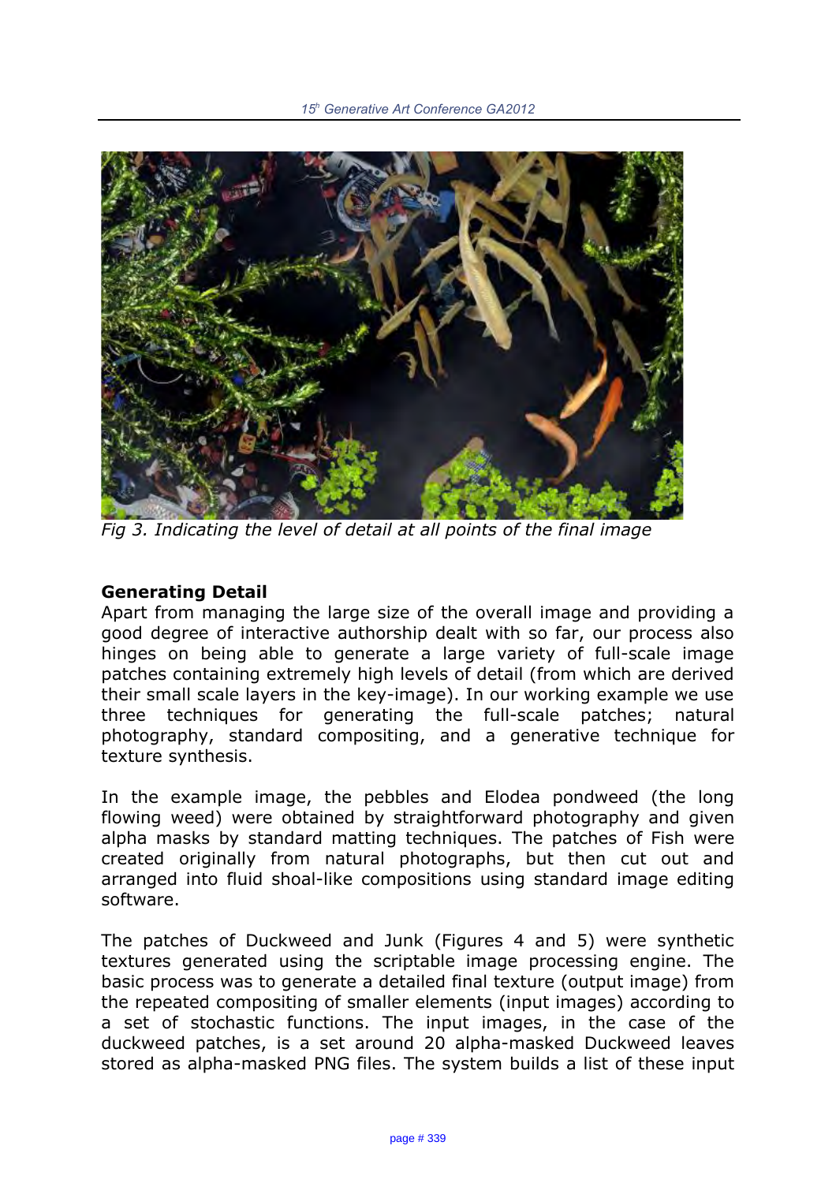*Fig 3. Indicating the level of detail at all points of the final image*

**Generating Detail**

Apart from managing the large size of the overall image and providing a good degree of interactive authorship dealt with so far, our process also hinges on being able to generate a large variety of full-scale image patches containing extremely high levels of detail (from which are derived their small scale layers in the key-image). In our working example we use three techniques for generating the full-scale patches; natural photography, standard compositing, and a generative technique for texture synthesis.

In the example image, the pebbles and Elodea pondweed (the long flowing weed) were obtained by straightforward photography and given alpha masks by standard matting techniques. The patches of Fish were created originally from natural photographs, but then cut out and arranged into fluid shoal-like compositions using standard image editing software.

The patches of Duckweed and Junk (Figures 4 and 5) were synthetic textures generated using the scriptable image processing engine. The basic process was to generate a detailed final texture (output image) from the repeated compositing of smaller elements (input images) according to a set of stochastic functions. The input images, in the case of the duckweed patches, is a set around 20 alpha-masked Duckweed leaves stored as alpha-masked PNG files. The system builds a list of these input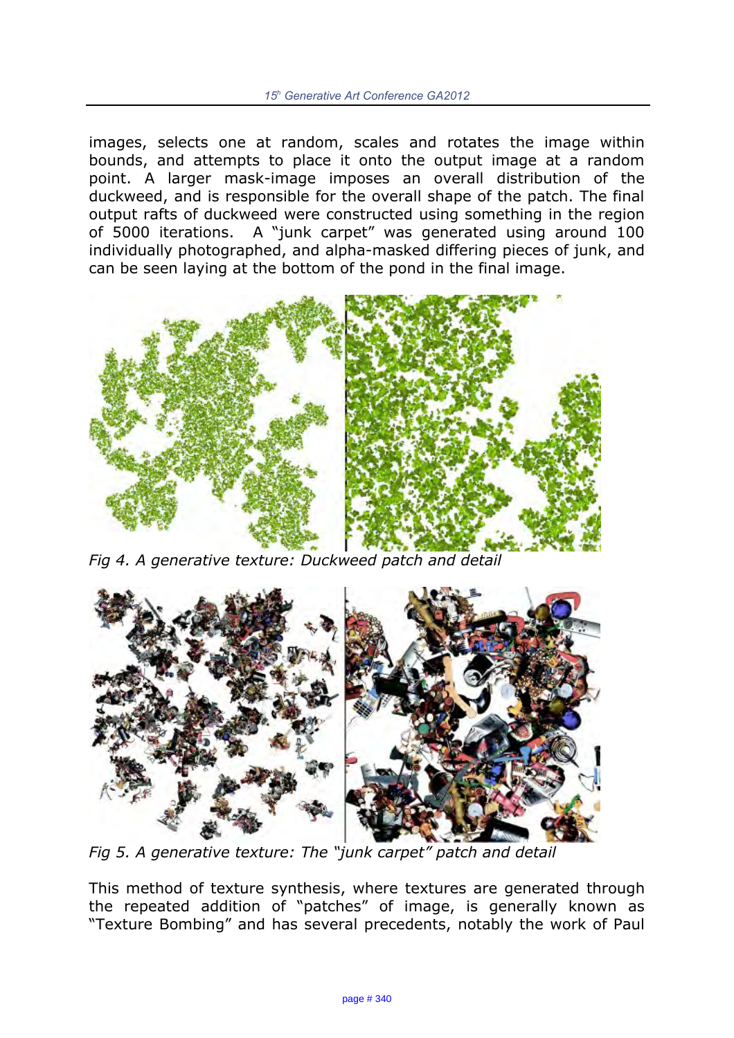images, selects one at random, scales and rotates the image within bounds, and attempts to place it onto the output image at a random point. A larger mask-image imposes an overall distribution of the duckweed, and is responsible for the overall shape of the patch. The final output rafts of duckweed were constructed using something in the region of 5000 iterations. A "junk carpet" was generated using around 100 individually photographed, and alpha-masked differing pieces of junk, and can be seen laying at the bottom of the pond in the final image.

*Fig 4. A generative texture: Duckweed patch and detail*

*Fig 5. A generative texture: The "junk carpet" patch and detail*

This method of texture synthesis, where textures are generated through the repeated addition of "patches" of image, is generally known as "Texture Bombing" and has several precedents, notably the work of Paul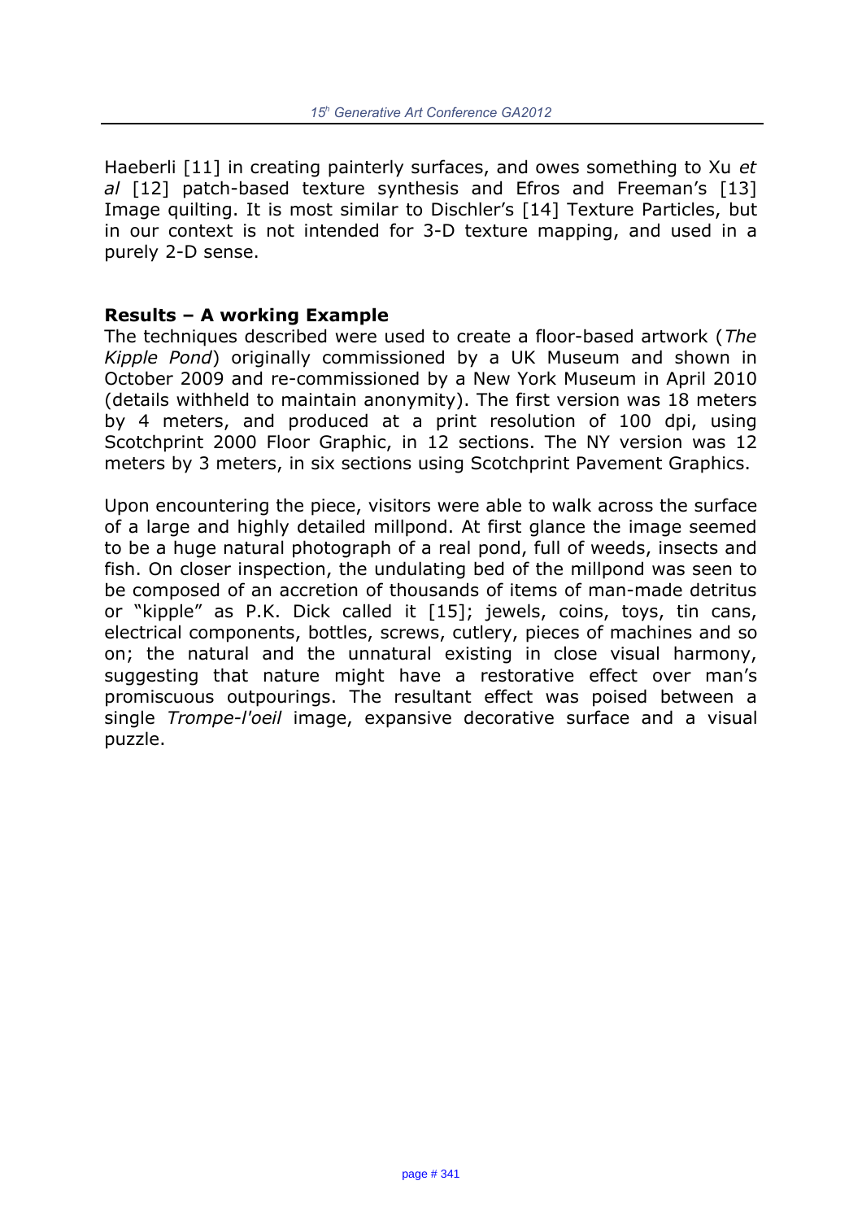Haeberli [11] in creating painterly surfaces, and owes something to Xu *et al* [12] patch-based texture synthesis and Efros and Freeman's [13] Image quilting. It is most similar to Dischler's [14] Texture Particles, but in our context is not intended for 3-D texture mapping, and used in a purely 2-D sense.

**Results – A working Example**

The techniques described were used to create a floor-based artwork (*The Kipple Pond*) originally commissioned by a UK Museum and shown in October 2009 and re-commissioned by a New York Museum in April 2010 (details withheld to maintain anonymity). The first version was 18 meters by 4 meters, and produced at a print resolution of 100 dpi, using Scotchprint 2000 Floor Graphic, in 12 sections. The NY version was 12 meters by 3 meters, in six sections using Scotchprint Pavement Graphics.

Upon encountering the piece, visitors were able to walk across the surface of a large and highly detailed millpond. At first glance the image seemed to be a huge natural photograph of a real pond, full of weeds, insects and fish. On closer inspection, the undulating bed of the millpond was seen to be composed of an accretion of thousands of items of man-made detritus or "kipple" as P.K. Dick called it [15]; jewels, coins, toys, tin cans, electrical components, bottles, screws, cutlery, pieces of machines and so on; the natural and the unnatural existing in close visual harmony, suggesting that nature might have a restorative effect over man's promiscuous outpourings. The resultant effect was poised between a single *Trompe-l'oeil* image, expansive decorative surface and a visual puzzle.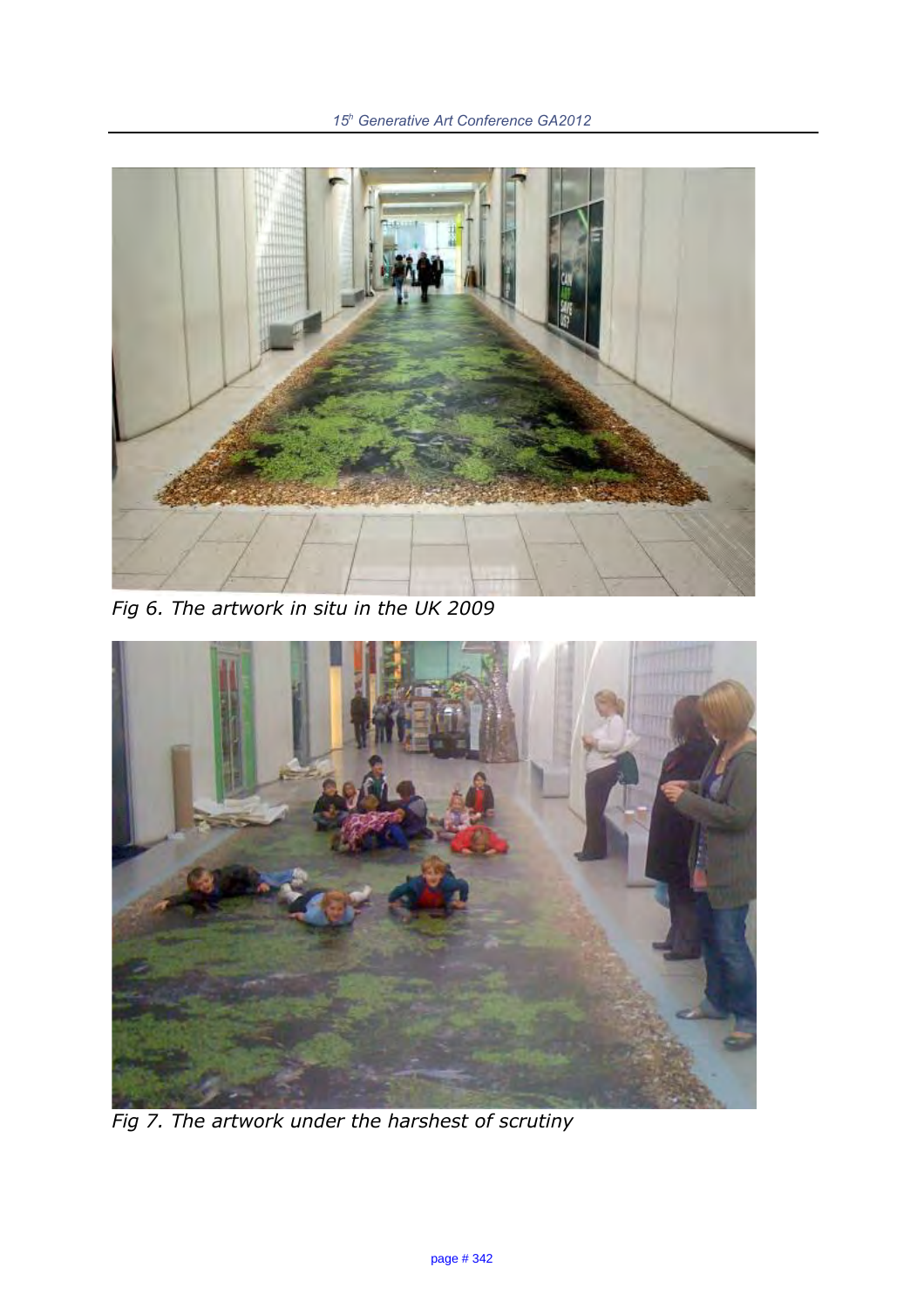Fig 6. The artwork in situ in the UK 2009

Fig 7. The artwork under the harshest of scrutiny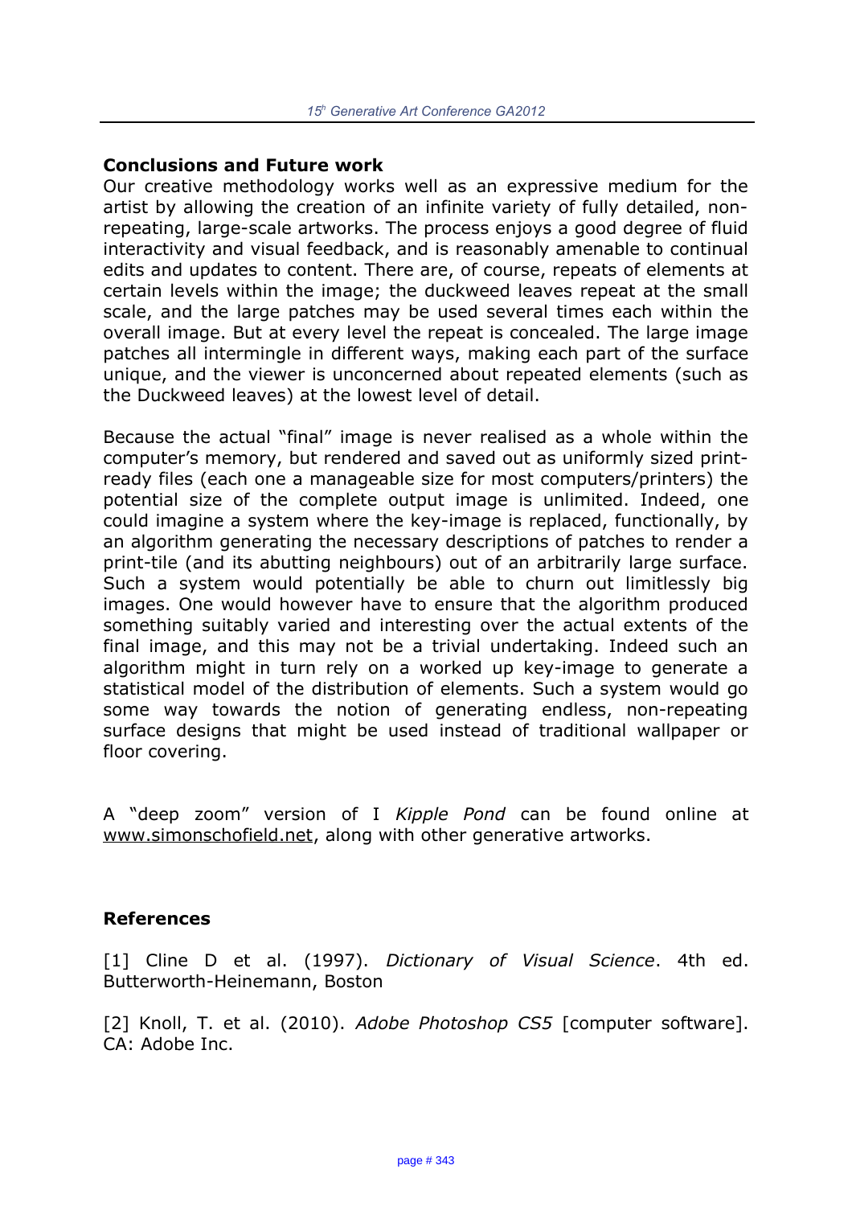## Conclusions and Future work

Our creative methodology works well as an expressive medium for the artist by allowing the creation of an infinite variety of fully detailed, non-repeating, large-scale artworks. The process enjoys a good degree of fluid interactivity and visual feedback, and is reasonably amenable to continual edits and updates to content. There are, of course, repeats of elements at certain levels within the image; the duckweed leaves repeat at the small scale, and the large patches may be used several times each within the overall image. But at every level the repeat is concealed. The large image patches all intermingle in different ways, making each part of the surface unique, and the viewer is unconcerned about repeated elements (such as the Duckweed leaves) at the lowest level of detail.

Because the actual "final" image is never realised as a whole within the computer's memory, but rendered and saved out as uniformly sized print-ready files (each one a manageable size for most computers/printers) the potential size of the complete output image is unlimited. Indeed, one could imagine a system where the key-image is replaced, functionally, by an algorithm generating the necessary descriptions of patches to render a print-tile (and its abutting neighbours) out of an arbitrarily large surface. Such a system would potentially be able to churn out limitlessly big images. One would however have to ensure that the algorithm produced something suitably varied and interesting over the actual extents of the final image, and this may not be a trivial undertaking. Indeed such an algorithm might in turn rely on a worked up key-image to generate a statistical model of the distribution of elements. Such a system would go some way towards the notion of generating endless, non-repeating surface designs that might be used instead of traditional wallpaper or floor covering.

A "deep zoom" version of I *Kipple Pond* can be found online at www.simonschofield.net, along with other generative artworks.

## References

[1] Cline D et al. (1997). *Dictionary of Visual Science*. 4th ed. Butterworth-Heinemann, Boston

[2] Knoll, T. et al. (2010). *Adobe Photoshop CS5* [computer software]. CA: Adobe Inc.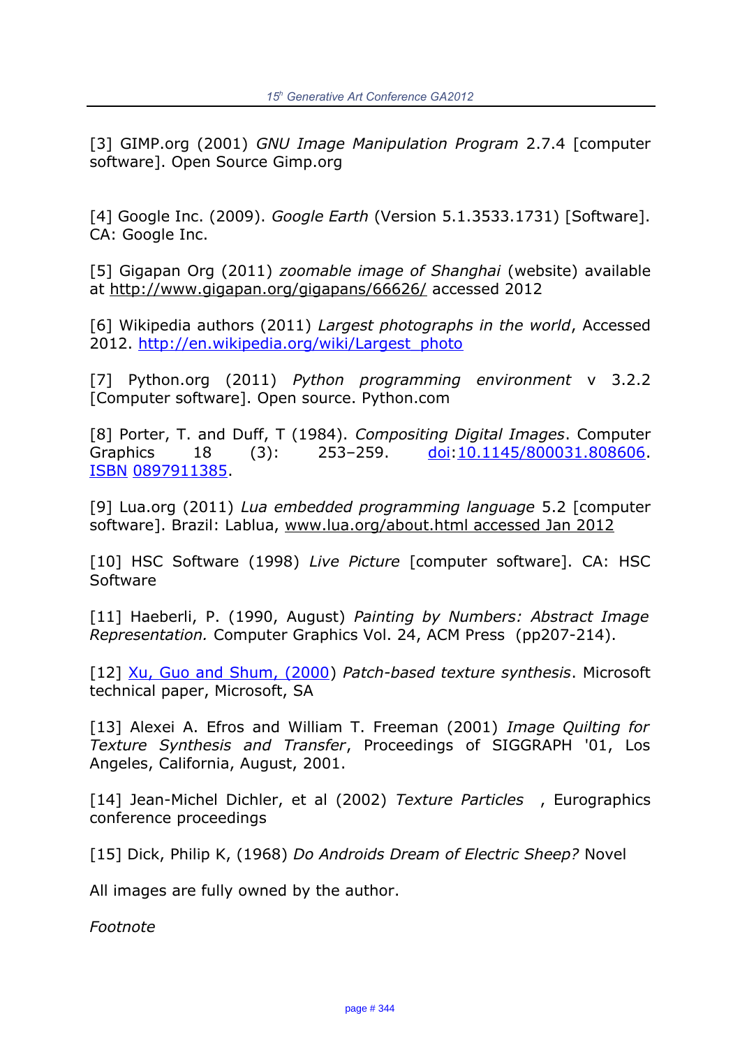[3] GIMP.org (2001) *GNU Image Manipulation Program* 2.7.4 [computer software]. Open Source Gimp.org

[4] Google Inc. (2009). *Google Earth* (Version 5.1.3533.1731) [Software]. CA: Google Inc.

[5] Gigapan Org (2011) *zoomable image of Shanghai* (website) available at http://www.gigapan.org/gigapans/66626/ accessed 2012

[6] Wikipedia authors (2011) *Largest photographs in the world*, Accessed 2012. http://en.wikipedia.org/wiki/Largest_photo

[7] Python.org (2011) *Python programming environment* v 3.2.2 [Computer software]. Open source. Python.com

[8] Porter, T. and Duff, T (1984). *Compositing Digital Images*. Computer Graphics 18 (3): 253–259. doi:10.1145/800031.808606. ISBN 0897911385.

[9] Lua.org (2011) *Lua embedded programming language* 5.2 [computer software]. Brazil: Lablua, www.lua.org/about.html accessed Jan 2012

[10] HSC Software (1998) *Live Picture* [computer software]. CA: HSC Software

[11] Haeberli, P. (1990, August) *Painting by Numbers: Abstract Image Representation.* Computer Graphics Vol. 24, ACM Press (pp207-214).

[12] Xu, Guo and Shum, (2000) *Patch-based texture synthesis*. Microsoft technical paper, Microsoft, SA

[13] Alexei A. Efros and William T. Freeman (2001) *Image Quilting for Texture Synthesis and Transfer*, Proceedings of SIGGRAPH '01, Los Angeles, California, August, 2001.

[14] Jean-Michel Dichler, et al (2002) *Texture Particles* , Eurographics conference proceedings

[15] Dick, Philip K, (1968) *Do Androids Dream of Electric Sheep?* Novel

All images are fully owned by the author.

*Footnote*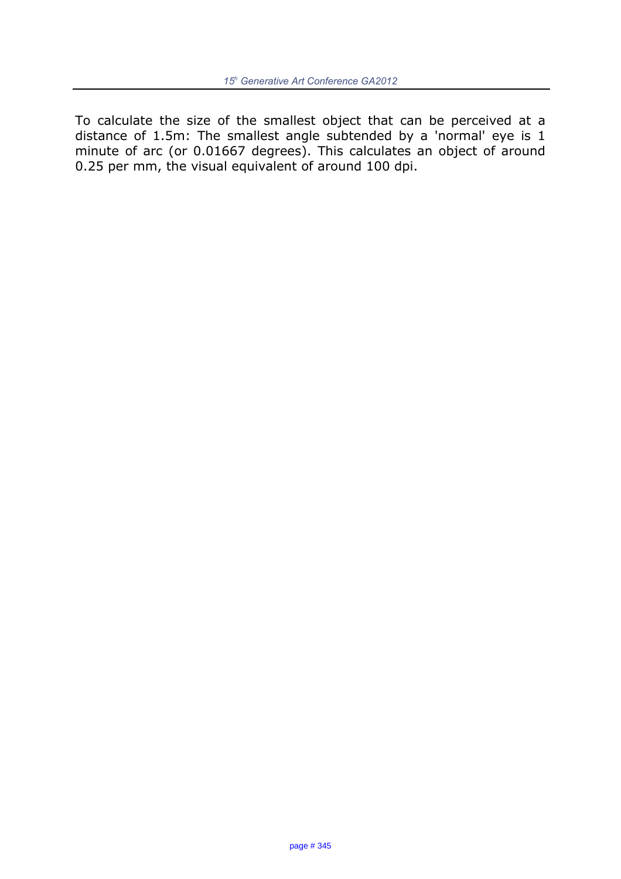To calculate the size of the smallest object that can be perceived at a distance of 1.5m: The smallest angle subtended by a 'normal' eye is 1 minute of arc (or 0.01667 degrees). This calculates an object of around 0.25 per mm, the visual equivalent of around 100 dpi.